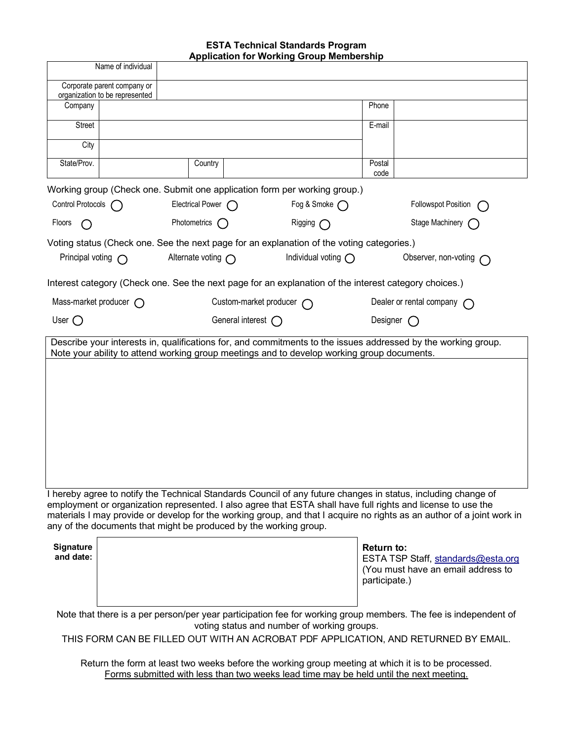# ESTA Technical Standards Program
## Application for Working Group Membership

| Name of individual | |
|---|---|
| Corporate parent company or organization to be represented | |

| Company | | | | Phone | |
|---|---|---|---|---|---|
| Street | | | | E-mail | |
| City | | | | | |
| State/Prov. | | Country | | Postal code | |

Working group (Check one. Submit one application form per working group.)

| | | | |
|---|---|---|---|
| Control Protocols ○ | Electrical Power ○ | Fog & Smoke ○ | Followspot Position ○ |
| Floors ○ | Photometrics ○ | Rigging ○ | Stage Machinery ○ |

Voting status (Check one. See the next page for an explanation of the voting categories.)

| | | | |
|---|---|---|---|
| Principal voting ○ | Alternate voting ○ | Individual voting ○ | Observer, non-voting ○ |

Interest category (Check one. See the next page for an explanation of the interest category choices.)

| | | |
|---|---|---|
| Mass-market producer ○ | Custom-market producer ○ | Dealer or rental company ○ |
| User ○ | General interest ○ | Designer ○ |

| Describe your interests in, qualifications for, and commitments to the issues addressed by the working group. Note your ability to attend working group meetings and to develop working group documents. |
|---|
| |

I hereby agree to notify the Technical Standards Council of any future changes in status, including change of employment or organization represented. I also agree that ESTA shall have full rights and license to use the materials I may provide or develop for the working group, and that I acquire no rights as an author of a joint work in any of the documents that might be produced by the working group.

| **Signature and date:** | | **Return to:** ESTA TSP Staff, standards@esta.org (You must have an email address to participate.) |
|---|---|---|

Note that there is a per person/per year participation fee for working group members. The fee is independent of voting status and number of working groups.

THIS FORM CAN BE FILLED OUT WITH AN ACROBAT PDF APPLICATION, AND RETURNED BY EMAIL.

Return the form at least two weeks before the working group meeting at which it is to be processed.
Forms submitted with less than two weeks lead time may be held until the next meeting.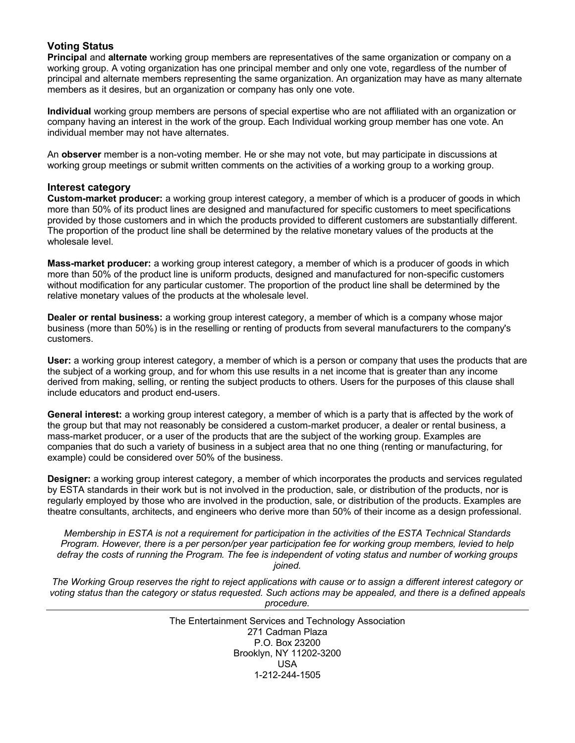## Voting Status

**Principal** and **alternate** working group members are representatives of the same organization or company on a working group. A voting organization has one principal member and only one vote, regardless of the number of principal and alternate members representing the same organization. An organization may have as many alternate members as it desires, but an organization or company has only one vote.

**Individual** working group members are persons of special expertise who are not affiliated with an organization or company having an interest in the work of the group. Each Individual working group member has one vote. An individual member may not have alternates.

An **observer** member is a non-voting member. He or she may not vote, but may participate in discussions at working group meetings or submit written comments on the activities of a working group to a working group.

## Interest category

**Custom-market producer:** a working group interest category, a member of which is a producer of goods in which more than 50% of its product lines are designed and manufactured for specific customers to meet specifications provided by those customers and in which the products provided to different customers are substantially different. The proportion of the product line shall be determined by the relative monetary values of the products at the wholesale level.

**Mass-market producer:** a working group interest category, a member of which is a producer of goods in which more than 50% of the product line is uniform products, designed and manufactured for non-specific customers without modification for any particular customer. The proportion of the product line shall be determined by the relative monetary values of the products at the wholesale level.

**Dealer or rental business:** a working group interest category, a member of which is a company whose major business (more than 50%) is in the reselling or renting of products from several manufacturers to the company's customers.

**User:** a working group interest category, a member of which is a person or company that uses the products that are the subject of a working group, and for whom this use results in a net income that is greater than any income derived from making, selling, or renting the subject products to others. Users for the purposes of this clause shall include educators and product end-users.

**General interest:** a working group interest category, a member of which is a party that is affected by the work of the group but that may not reasonably be considered a custom-market producer, a dealer or rental business, a mass-market producer, or a user of the products that are the subject of the working group. Examples are companies that do such a variety of business in a subject area that no one thing (renting or manufacturing, for example) could be considered over 50% of the business.

**Designer:** a working group interest category, a member of which incorporates the products and services regulated by ESTA standards in their work but is not involved in the production, sale, or distribution of the products, nor is regularly employed by those who are involved in the production, sale, or distribution of the products. Examples are theatre consultants, architects, and engineers who derive more than 50% of their income as a design professional.

*Membership in ESTA is not a requirement for participation in the activities of the ESTA Technical Standards Program. However, there is a per person/per year participation fee for working group members, levied to help defray the costs of running the Program. The fee is independent of voting status and number of working groups joined.*

*The Working Group reserves the right to reject applications with cause or to assign a different interest category or voting status than the category or status requested. Such actions may be appealed, and there is a defined appeals procedure.*

---

The Entertainment Services and Technology Association
271 Cadman Plaza
P.O. Box 23200
Brooklyn, NY 11202-3200
USA
1-212-244-1505